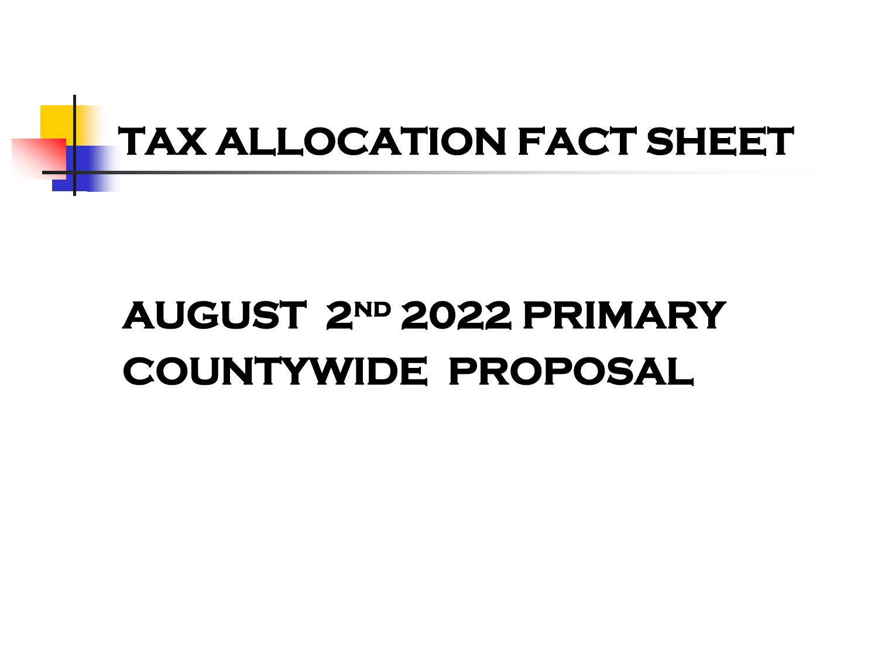# TAX ALLOCATION FACT SHEET

## AUGUST 2ND 2022 PRIMARY COUNTYWIDE PROPOSAL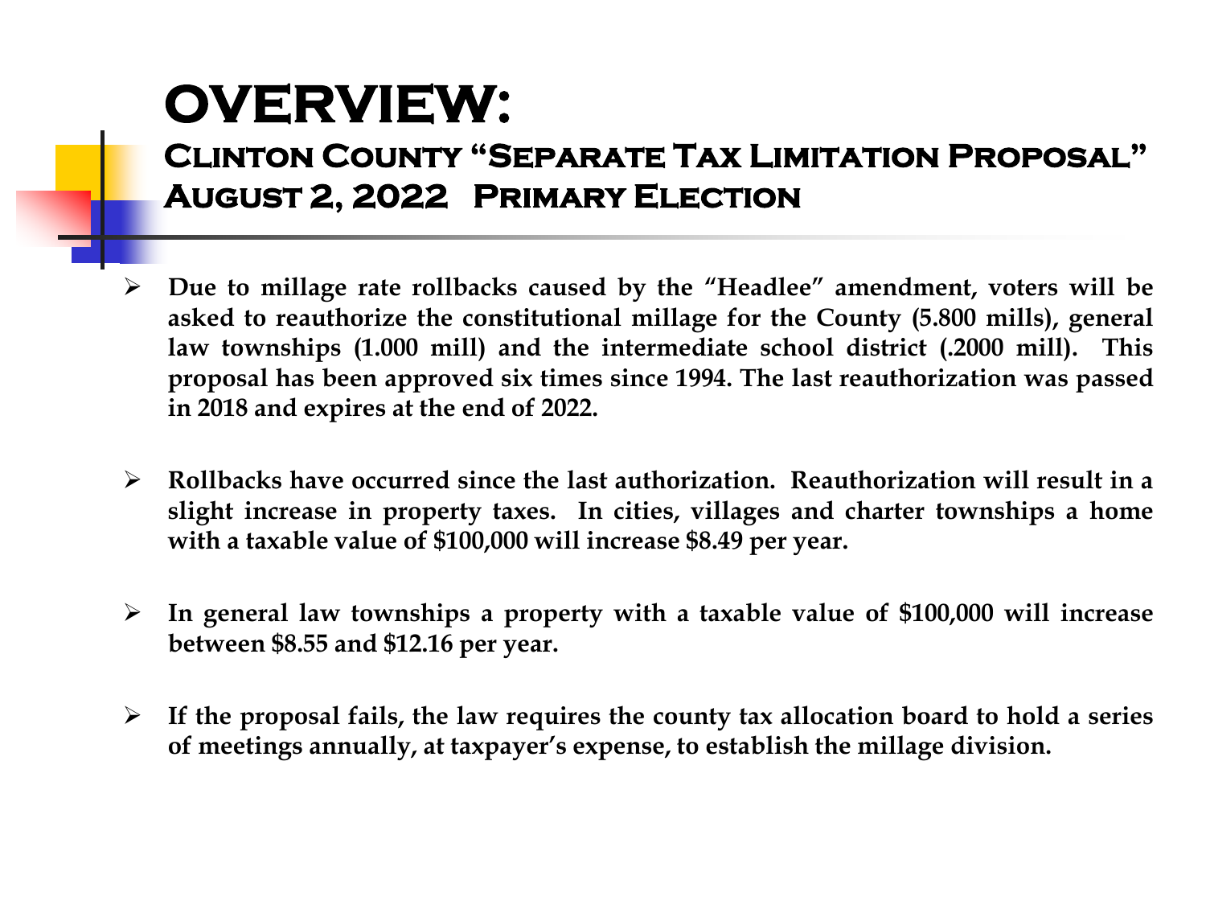# OVERVIEW:

## Clinton County "Separate Tax Limitation Proposal" August 2, 2022 Primary Election

- **Due to millage rate rollbacks caused by the "Headlee" amendment, voters will be asked to reauthorize the constitutional millage for the County (5.800 mills), general law townships (1.000 mill) and the intermediate school district (.2000 mill). This proposal has been approved six times since 1994. The last reauthorization was passed in 2018 and expires at the end of 2022.**

- **Rollbacks have occurred since the last authorization. Reauthorization will result in a slight increase in property taxes. In cities, villages and charter townships a home with a taxable value of $100,000 will increase $8.49 per year.**

- **In general law townships a property with a taxable value of $100,000 will increase between $8.55 and $12.16 per year.**

- **If the proposal fails, the law requires the county tax allocation board to hold a series of meetings annually, at taxpayer's expense, to establish the millage division.**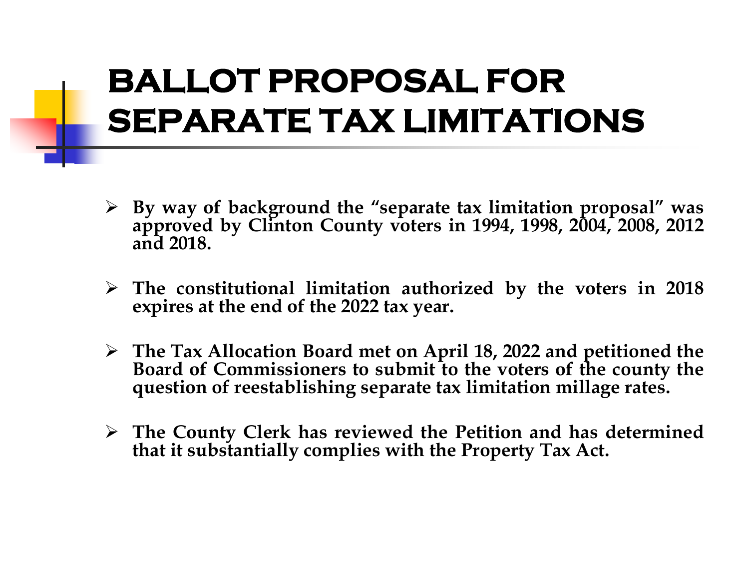# BALLOT PROPOSAL FOR SEPARATE TAX LIMITATIONS

- **By way of background the "separate tax limitation proposal" was approved by Clinton County voters in 1994, 1998, 2004, 2008, 2012 and 2018.**

- **The constitutional limitation authorized by the voters in 2018 expires at the end of the 2022 tax year.**

- **The Tax Allocation Board met on April 18, 2022 and petitioned the Board of Commissioners to submit to the voters of the county the question of reestablishing separate tax limitation millage rates.**

- **The County Clerk has reviewed the Petition and has determined that it substantially complies with the Property Tax Act.**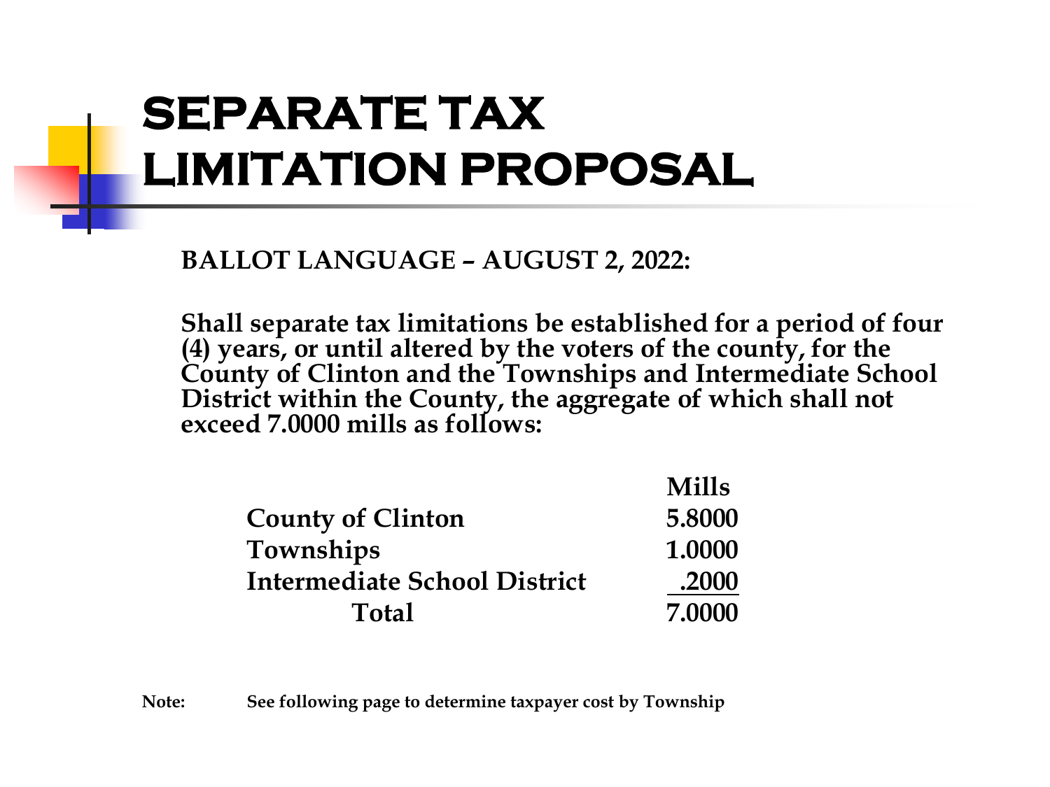# SEPARATE TAX LIMITATION PROPOSAL

**BALLOT LANGUAGE – AUGUST 2, 2022:**

**Shall separate tax limitations be established for a period of four (4) years, or until altered by the voters of the county, for the County of Clinton and the Townships and Intermediate School District within the County, the aggregate of which shall not exceed 7.0000 mills as follows:**

| | Mills |
|---|---|
| County of Clinton | 5.8000 |
| Townships | 1.0000 |
| Intermediate School District | .2000 |
| Total | 7.0000 |

**Note:** **See following page to determine taxpayer cost by Township**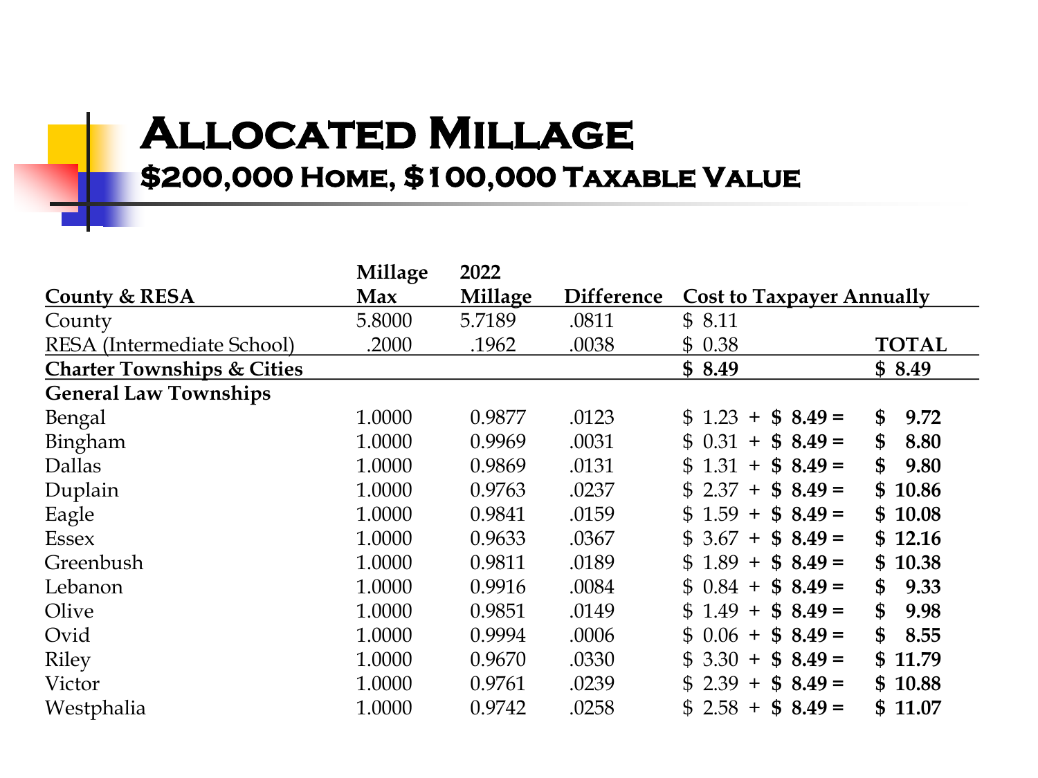# Allocated Millage

## $200,000 Home, $100,000 Taxable Value

| County & RESA | Millage Max | 2022 Millage | Difference | Cost to Taxpayer Annually | |
|---|---|---|---|---|---|
| County | 5.8000 | 5.7189 | .0811 | $ 8.11 | |
| RESA (Intermediate School) | .2000 | .1962 | .0038 | $ 0.38 | **TOTAL** |
| **Charter Townships & Cities** | | | | **$ 8.49** | **$ 8.49** |
| **General Law Townships** | | | | | |
| Bengal | 1.0000 | 0.9877 | .0123 | $ 1.23 + **$ 8.49 =** | **$ 9.72** |
| Bingham | 1.0000 | 0.9969 | .0031 | $ 0.31 + **$ 8.49 =** | **$ 8.80** |
| Dallas | 1.0000 | 0.9869 | .0131 | $ 1.31 + **$ 8.49 =** | **$ 9.80** |
| Duplain | 1.0000 | 0.9763 | .0237 | $ 2.37 + **$ 8.49 =** | **$ 10.86** |
| Eagle | 1.0000 | 0.9841 | .0159 | $ 1.59 + **$ 8.49 =** | **$ 10.08** |
| Essex | 1.0000 | 0.9633 | .0367 | $ 3.67 + **$ 8.49 =** | **$ 12.16** |
| Greenbush | 1.0000 | 0.9811 | .0189 | $ 1.89 + **$ 8.49 =** | **$ 10.38** |
| Lebanon | 1.0000 | 0.9916 | .0084 | $ 0.84 + **$ 8.49 =** | **$ 9.33** |
| Olive | 1.0000 | 0.9851 | .0149 | $ 1.49 + **$ 8.49 =** | **$ 9.98** |
| Ovid | 1.0000 | 0.9994 | .0006 | $ 0.06 + **$ 8.49 =** | **$ 8.55** |
| Riley | 1.0000 | 0.9670 | .0330 | $ 3.30 + **$ 8.49 =** | **$ 11.79** |
| Victor | 1.0000 | 0.9761 | .0239 | $ 2.39 + **$ 8.49 =** | **$ 10.88** |
| Westphalia | 1.0000 | 0.9742 | .0258 | $ 2.58 + **$ 8.49 =** | **$ 11.07** |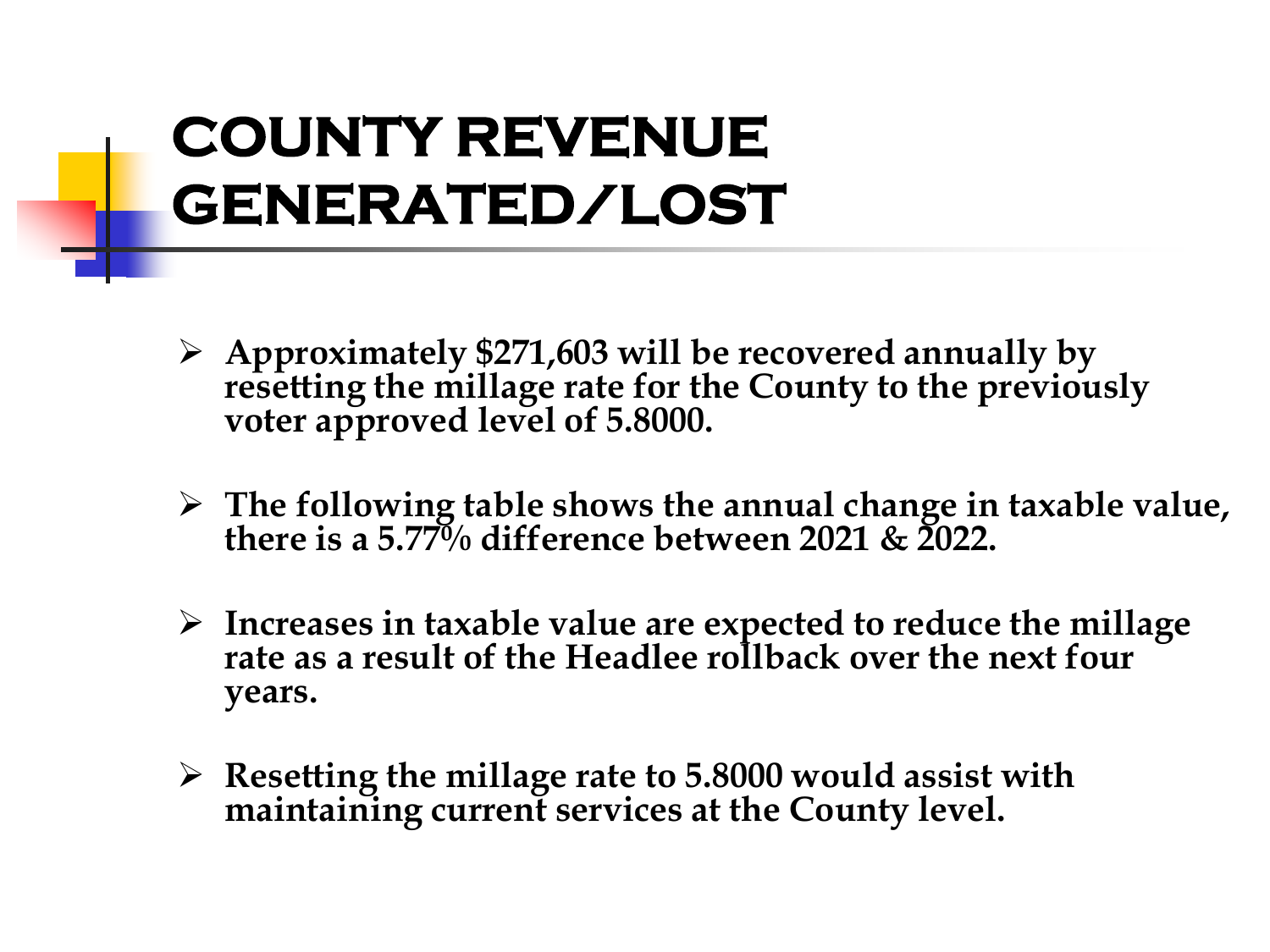# COUNTY REVENUE GENERATED/LOST

- **Approximately $271,603 will be recovered annually by resetting the millage rate for the County to the previously voter approved level of 5.8000.**
- **The following table shows the annual change in taxable value, there is a 5.77% difference between 2021 & 2022.**
- **Increases in taxable value are expected to reduce the millage rate as a result of the Headlee rollback over the next four years.**
- **Resetting the millage rate to 5.8000 would assist with maintaining current services at the County level.**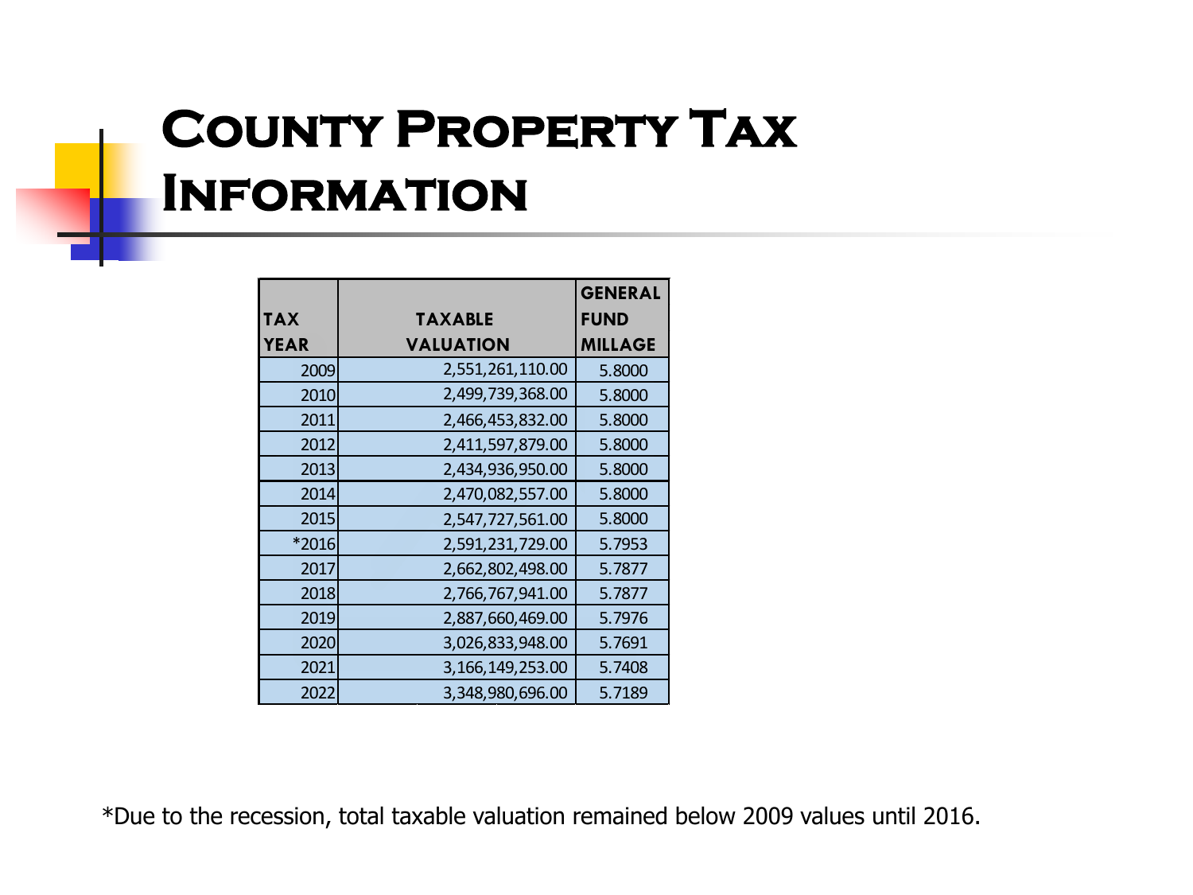# County Property Tax Information

| TAX YEAR | TAXABLE VALUATION | GENERAL FUND MILLAGE |
|---|---|---|
| 2009 | 2,551,261,110.00 | 5.8000 |
| 2010 | 2,499,739,368.00 | 5.8000 |
| 2011 | 2,466,453,832.00 | 5.8000 |
| 2012 | 2,411,597,879.00 | 5.8000 |
| 2013 | 2,434,936,950.00 | 5.8000 |
| 2014 | 2,470,082,557.00 | 5.8000 |
| 2015 | 2,547,727,561.00 | 5.8000 |
| *2016 | 2,591,231,729.00 | 5.7953 |
| 2017 | 2,662,802,498.00 | 5.7877 |
| 2018 | 2,766,767,941.00 | 5.7877 |
| 2019 | 2,887,660,469.00 | 5.7976 |
| 2020 | 3,026,833,948.00 | 5.7691 |
| 2021 | 3,166,149,253.00 | 5.7408 |
| 2022 | 3,348,980,696.00 | 5.7189 |

*Due to the recession, total taxable valuation remained below 2009 values until 2016.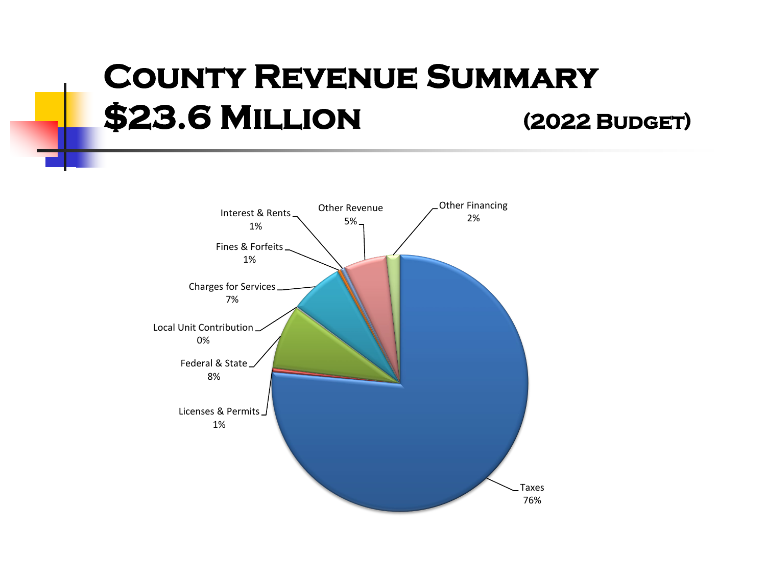# County Revenue Summary

## $23.6 Million (2022 Budget)

| Category | Percent |
|---|---|
| Taxes | 76% |
| Licenses & Permits | 1% |
| Federal & State | 8% |
| Local Unit Contribution | 0% |
| Charges for Services | 7% |
| Fines & Forfeits | 1% |
| Interest & Rents | 1% |
| Other Revenue | 5% |
| Other Financing | 2% |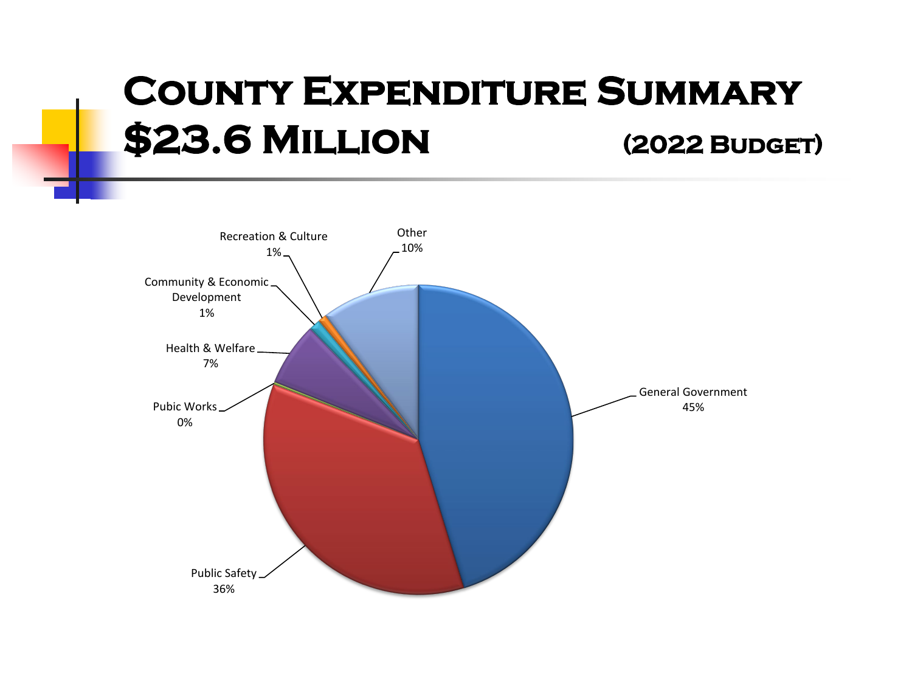# County Expenditure Summary $23.6 Million (2022 Budget)

Recreation & Culture
1%

Other
10%

Community & Economic Development
1%

Health & Welfare
7%

Pubic Works
0%

General Government
45%

Public Safety
36%